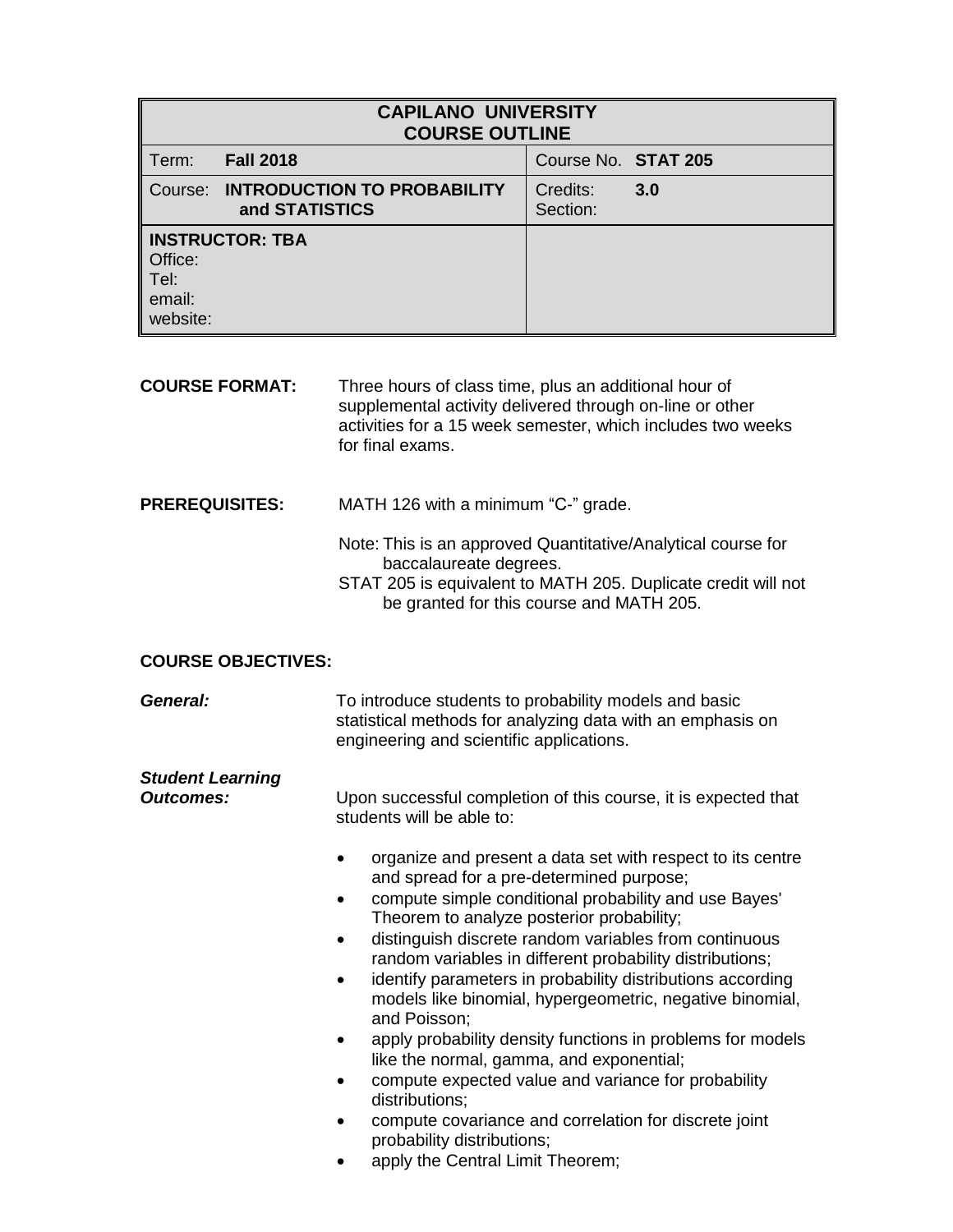| CAPILANO UNIVERSITY<br>COURSE OUTLINE | |
|---|---|
| Term: **Fall 2018** | Course No. **STAT 205** |
| Course: **INTRODUCTION TO PROBABILITY and STATISTICS** | Credits: **3.0**<br>Section: |
| **INSTRUCTOR: TBA**<br>Office:<br>Tel:<br>email:<br>website: | |

**COURSE FORMAT:** Three hours of class time, plus an additional hour of supplemental activity delivered through on-line or other activities for a 15 week semester, which includes two weeks for final exams.

**PREREQUISITES:** MATH 126 with a minimum “C-” grade.

Note: This is an approved Quantitative/Analytical course for baccalaureate degrees.
STAT 205 is equivalent to MATH 205. Duplicate credit will not be granted for this course and MATH 205.

**COURSE OBJECTIVES:**

***General:*** To introduce students to probability models and basic statistical methods for analyzing data with an emphasis on engineering and scientific applications.

***Student Learning Outcomes:*** Upon successful completion of this course, it is expected that students will be able to:

- organize and present a data set with respect to its centre and spread for a pre-determined purpose;
- compute simple conditional probability and use Bayes' Theorem to analyze posterior probability;
- distinguish discrete random variables from continuous random variables in different probability distributions;
- identify parameters in probability distributions according models like binomial, hypergeometric, negative binomial, and Poisson;
- apply probability density functions in problems for models like the normal, gamma, and exponential;
- compute expected value and variance for probability distributions;
- compute covariance and correlation for discrete joint probability distributions;
- apply the Central Limit Theorem;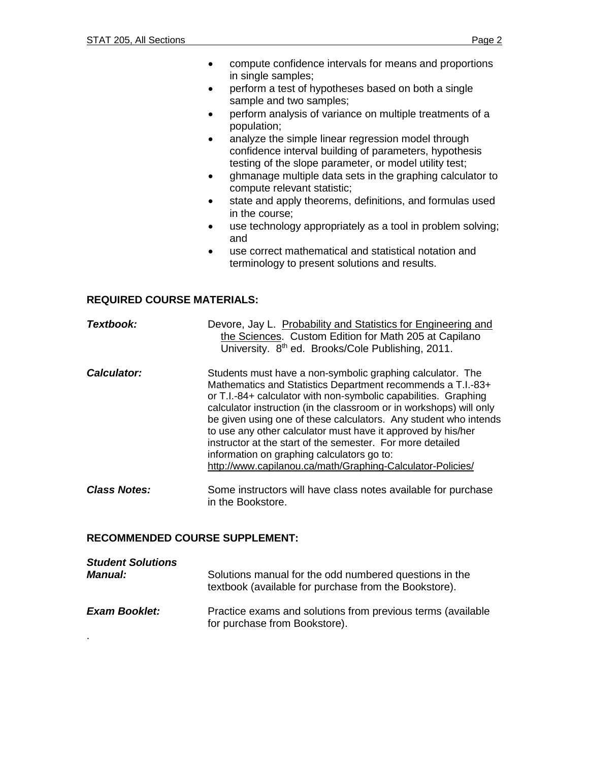- compute confidence intervals for means and proportions in single samples;
- perform a test of hypotheses based on both a single sample and two samples;
- perform analysis of variance on multiple treatments of a population;
- analyze the simple linear regression model through confidence interval building of parameters, hypothesis testing of the slope parameter, or model utility test;
- ghmanage multiple data sets in the graphing calculator to compute relevant statistic;
- state and apply theorems, definitions, and formulas used in the course;
- use technology appropriately as a tool in problem solving; and
- use correct mathematical and statistical notation and terminology to present solutions and results.

**REQUIRED COURSE MATERIALS:**

***Textbook:*** Devore, Jay L. Probability and Statistics for Engineering and the Sciences. Custom Edition for Math 205 at Capilano University. 8th ed. Brooks/Cole Publishing, 2011.

***Calculator:*** Students must have a non-symbolic graphing calculator. The Mathematics and Statistics Department recommends a T.I.-83+ or T.I.-84+ calculator with non-symbolic capabilities. Graphing calculator instruction (in the classroom or in workshops) will only be given using one of these calculators. Any student who intends to use any other calculator must have it approved by his/her instructor at the start of the semester. For more detailed information on graphing calculators go to: http://www.capilanou.ca/math/Graphing-Calculator-Policies/

***Class Notes:*** Some instructors will have class notes available for purchase in the Bookstore.

**RECOMMENDED COURSE SUPPLEMENT:**

***Student Solutions Manual:*** Solutions manual for the odd numbered questions in the textbook (available for purchase from the Bookstore).

***Exam Booklet:*** Practice exams and solutions from previous terms (available for purchase from Bookstore).

.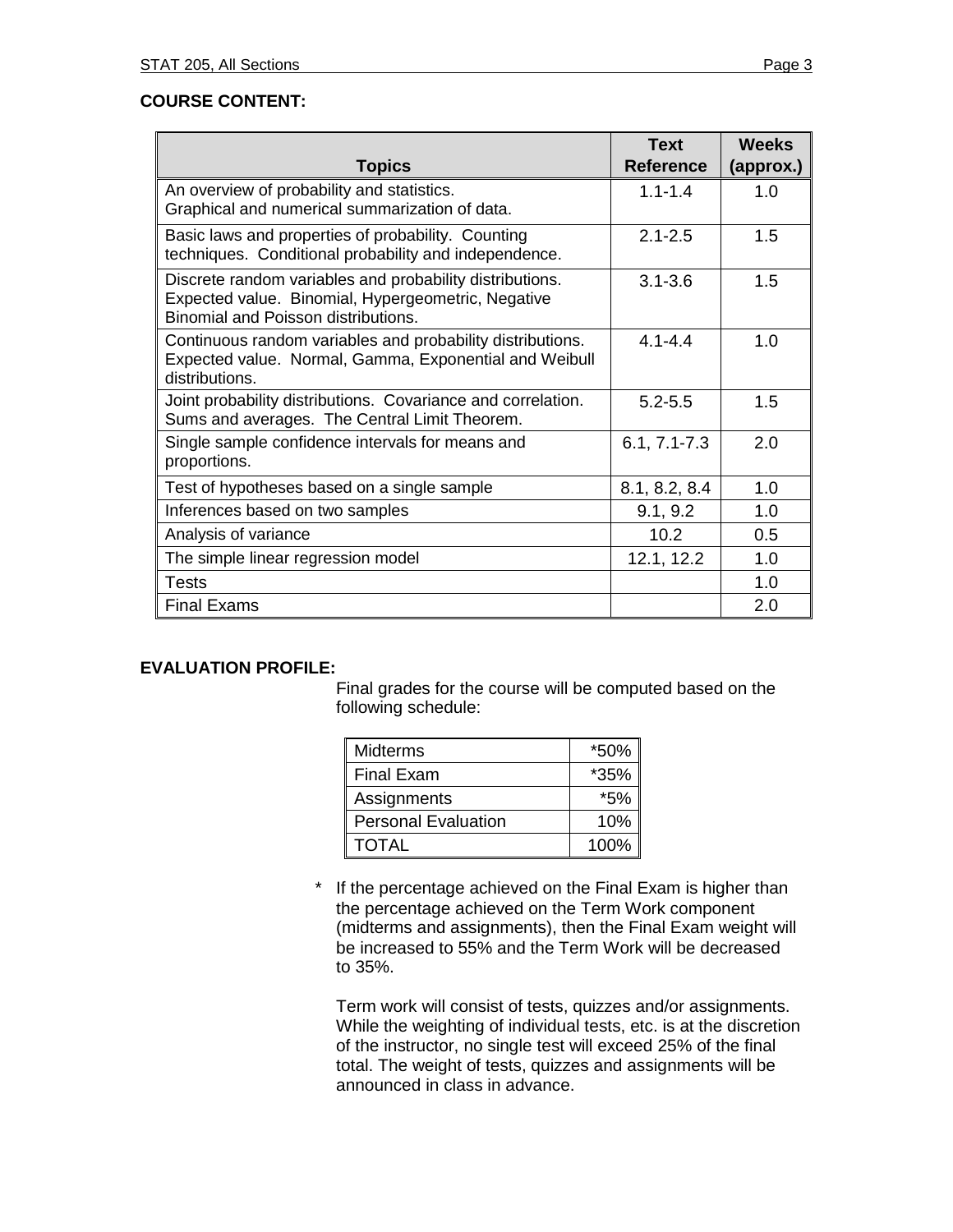**COURSE CONTENT:**

| Topics | Text Reference | Weeks (approx.) |
|---|---|---|
| An overview of probability and statistics. Graphical and numerical summarization of data. | 1.1-1.4 | 1.0 |
| Basic laws and properties of probability. Counting techniques. Conditional probability and independence. | 2.1-2.5 | 1.5 |
| Discrete random variables and probability distributions. Expected value. Binomial, Hypergeometric, Negative Binomial and Poisson distributions. | 3.1-3.6 | 1.5 |
| Continuous random variables and probability distributions. Expected value. Normal, Gamma, Exponential and Weibull distributions. | 4.1-4.4 | 1.0 |
| Joint probability distributions. Covariance and correlation. Sums and averages. The Central Limit Theorem. | 5.2-5.5 | 1.5 |
| Single sample confidence intervals for means and proportions. | 6.1, 7.1-7.3 | 2.0 |
| Test of hypotheses based on a single sample | 8.1, 8.2, 8.4 | 1.0 |
| Inferences based on two samples | 9.1, 9.2 | 1.0 |
| Analysis of variance | 10.2 | 0.5 |
| The simple linear regression model | 12.1, 12.2 | 1.0 |
| Tests | | 1.0 |
| Final Exams | | 2.0 |

**EVALUATION PROFILE:**

Final grades for the course will be computed based on the following schedule:

| Component | Weight |
|---|---|
| Midterms | *50% |
| Final Exam | *35% |
| Assignments | *5% |
| Personal Evaluation | 10% |
| TOTAL | 100% |

\* If the percentage achieved on the Final Exam is higher than the percentage achieved on the Term Work component (midterms and assignments), then the Final Exam weight will be increased to 55% and the Term Work will be decreased to 35%.

Term work will consist of tests, quizzes and/or assignments. While the weighting of individual tests, etc. is at the discretion of the instructor, no single test will exceed 25% of the final total. The weight of tests, quizzes and assignments will be announced in class in advance.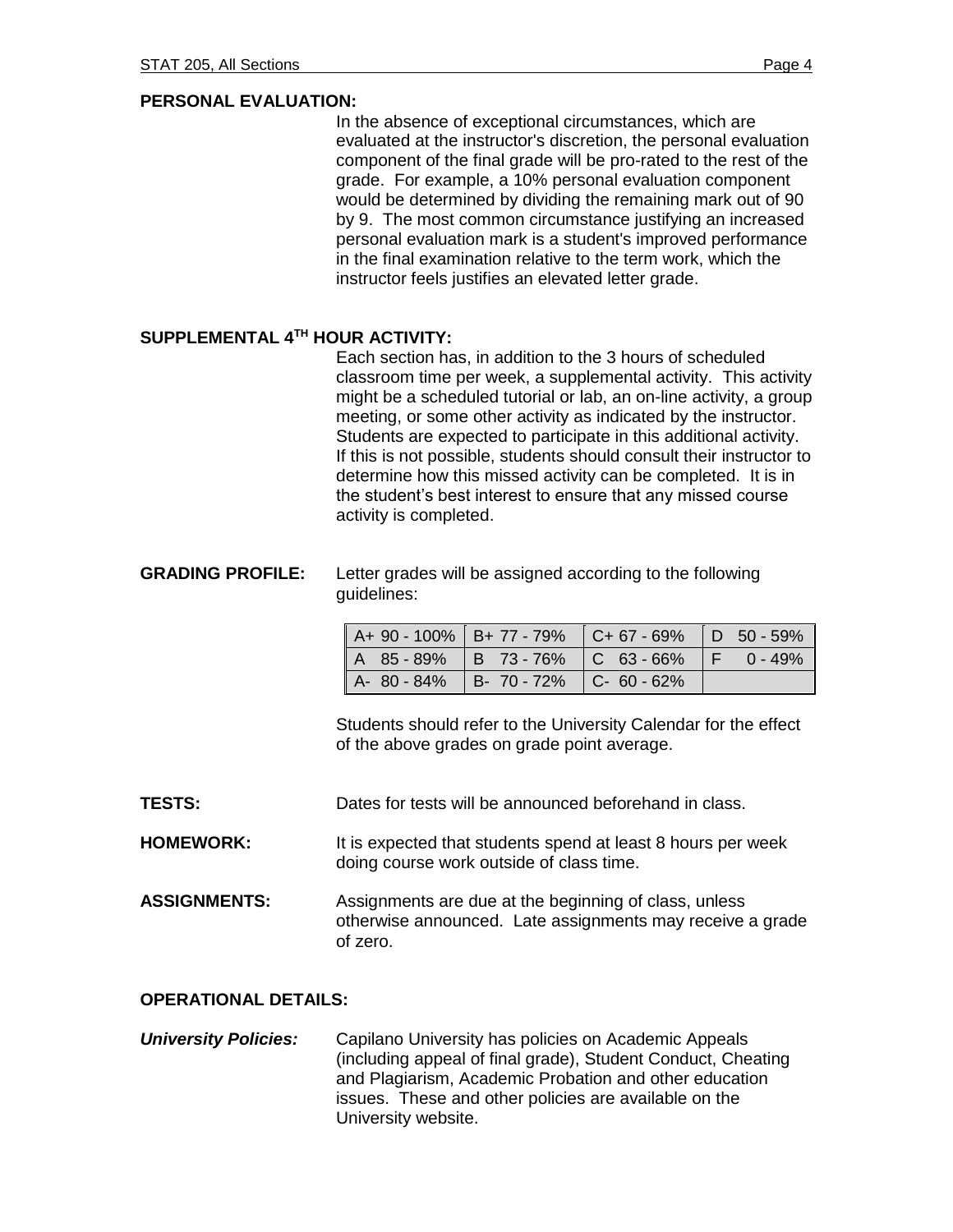**PERSONAL EVALUATION:**

In the absence of exceptional circumstances, which are evaluated at the instructor's discretion, the personal evaluation component of the final grade will be pro-rated to the rest of the grade. For example, a 10% personal evaluation component would be determined by dividing the remaining mark out of 90 by 9. The most common circumstance justifying an increased personal evaluation mark is a student's improved performance in the final examination relative to the term work, which the instructor feels justifies an elevated letter grade.

**SUPPLEMENTAL 4$^{TH}$ HOUR ACTIVITY:**

Each section has, in addition to the 3 hours of scheduled classroom time per week, a supplemental activity. This activity might be a scheduled tutorial or lab, an on-line activity, a group meeting, or some other activity as indicated by the instructor. Students are expected to participate in this additional activity. If this is not possible, students should consult their instructor to determine how this missed activity can be completed. It is in the student's best interest to ensure that any missed course activity is completed.

**GRADING PROFILE:** Letter grades will be assigned according to the following guidelines:

| | | | |
|---|---|---|---|
| A+ 90 - 100% | B+ 77 - 79% | C+ 67 - 69% | D 50 - 59% |
| A 85 - 89% | B 73 - 76% | C 63 - 66% | F 0 - 49% |
| A- 80 - 84% | B- 70 - 72% | C- 60 - 62% | |

Students should refer to the University Calendar for the effect of the above grades on grade point average.

**TESTS:** Dates for tests will be announced beforehand in class.

**HOMEWORK:** It is expected that students spend at least 8 hours per week doing course work outside of class time.

**ASSIGNMENTS:** Assignments are due at the beginning of class, unless otherwise announced. Late assignments may receive a grade of zero.

**OPERATIONAL DETAILS:**

***University Policies:*** Capilano University has policies on Academic Appeals (including appeal of final grade), Student Conduct, Cheating and Plagiarism, Academic Probation and other education issues. These and other policies are available on the University website.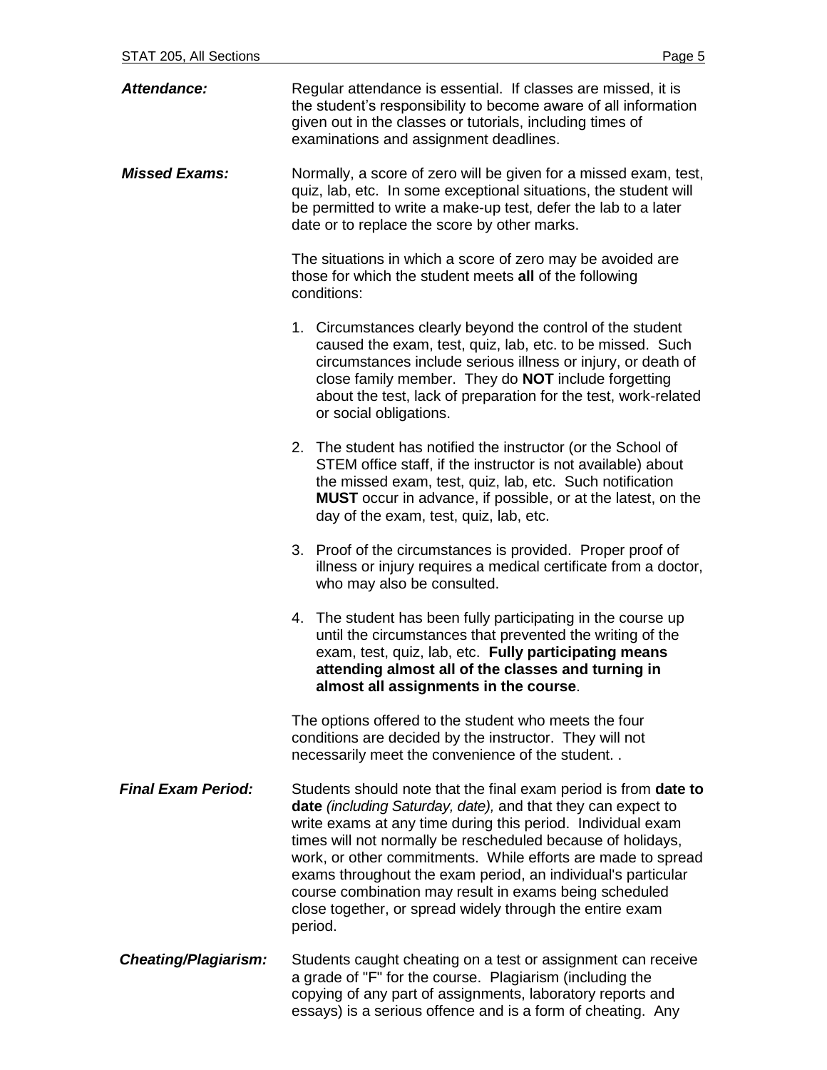***Attendance:*** Regular attendance is essential. If classes are missed, it is the student's responsibility to become aware of all information given out in the classes or tutorials, including times of examinations and assignment deadlines.

***Missed Exams:*** Normally, a score of zero will be given for a missed exam, test, quiz, lab, etc. In some exceptional situations, the student will be permitted to write a make-up test, defer the lab to a later date or to replace the score by other marks.

The situations in which a score of zero may be avoided are those for which the student meets **all** of the following conditions:

1. Circumstances clearly beyond the control of the student caused the exam, test, quiz, lab, etc. to be missed. Such circumstances include serious illness or injury, or death of close family member. They do **NOT** include forgetting about the test, lack of preparation for the test, work-related or social obligations.

2. The student has notified the instructor (or the School of STEM office staff, if the instructor is not available) about the missed exam, test, quiz, lab, etc. Such notification **MUST** occur in advance, if possible, or at the latest, on the day of the exam, test, quiz, lab, etc.

3. Proof of the circumstances is provided. Proper proof of illness or injury requires a medical certificate from a doctor, who may also be consulted.

4. The student has been fully participating in the course up until the circumstances that prevented the writing of the exam, test, quiz, lab, etc. **Fully participating means attending almost all of the classes and turning in almost all assignments in the course**.

The options offered to the student who meets the four conditions are decided by the instructor. They will not necessarily meet the convenience of the student. .

***Final Exam Period:*** Students should note that the final exam period is from **date to date** *(including Saturday, date),* and that they can expect to write exams at any time during this period. Individual exam times will not normally be rescheduled because of holidays, work, or other commitments. While efforts are made to spread exams throughout the exam period, an individual's particular course combination may result in exams being scheduled close together, or spread widely through the entire exam period.

***Cheating/Plagiarism:*** Students caught cheating on a test or assignment can receive a grade of "F" for the course. Plagiarism (including the copying of any part of assignments, laboratory reports and essays) is a serious offence and is a form of cheating. Any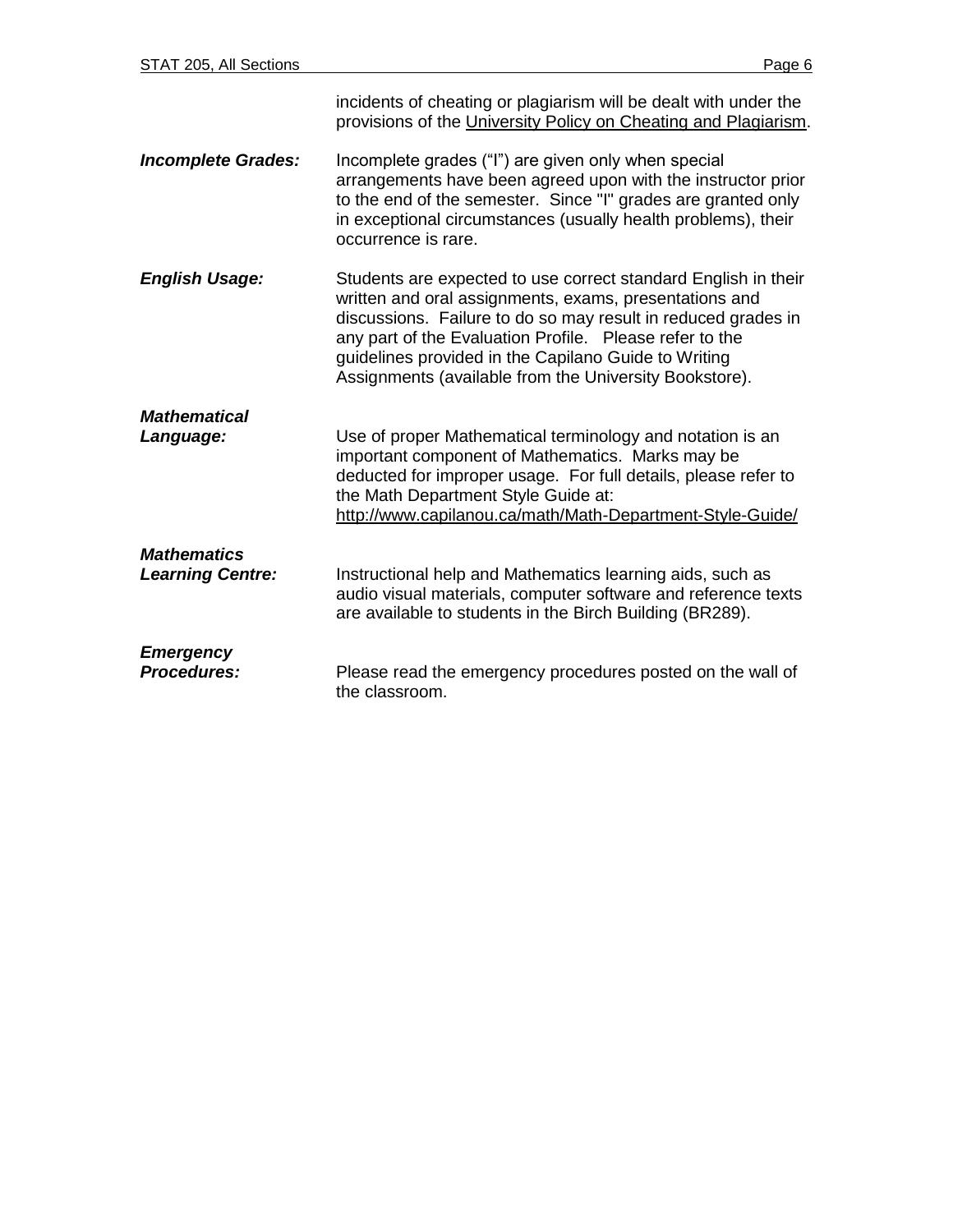incidents of cheating or plagiarism will be dealt with under the provisions of the University Policy on Cheating and Plagiarism.

***Incomplete Grades:*** Incomplete grades ("I") are given only when special arrangements have been agreed upon with the instructor prior to the end of the semester. Since "I" grades are granted only in exceptional circumstances (usually health problems), their occurrence is rare.

***English Usage:*** Students are expected to use correct standard English in their written and oral assignments, exams, presentations and discussions. Failure to do so may result in reduced grades in any part of the Evaluation Profile. Please refer to the guidelines provided in the Capilano Guide to Writing Assignments (available from the University Bookstore).

***Mathematical Language:*** Use of proper Mathematical terminology and notation is an important component of Mathematics. Marks may be deducted for improper usage. For full details, please refer to the Math Department Style Guide at: http://www.capilanou.ca/math/Math-Department-Style-Guide/

***Mathematics Learning Centre:*** Instructional help and Mathematics learning aids, such as audio visual materials, computer software and reference texts are available to students in the Birch Building (BR289).

***Emergency Procedures:*** Please read the emergency procedures posted on the wall of the classroom.